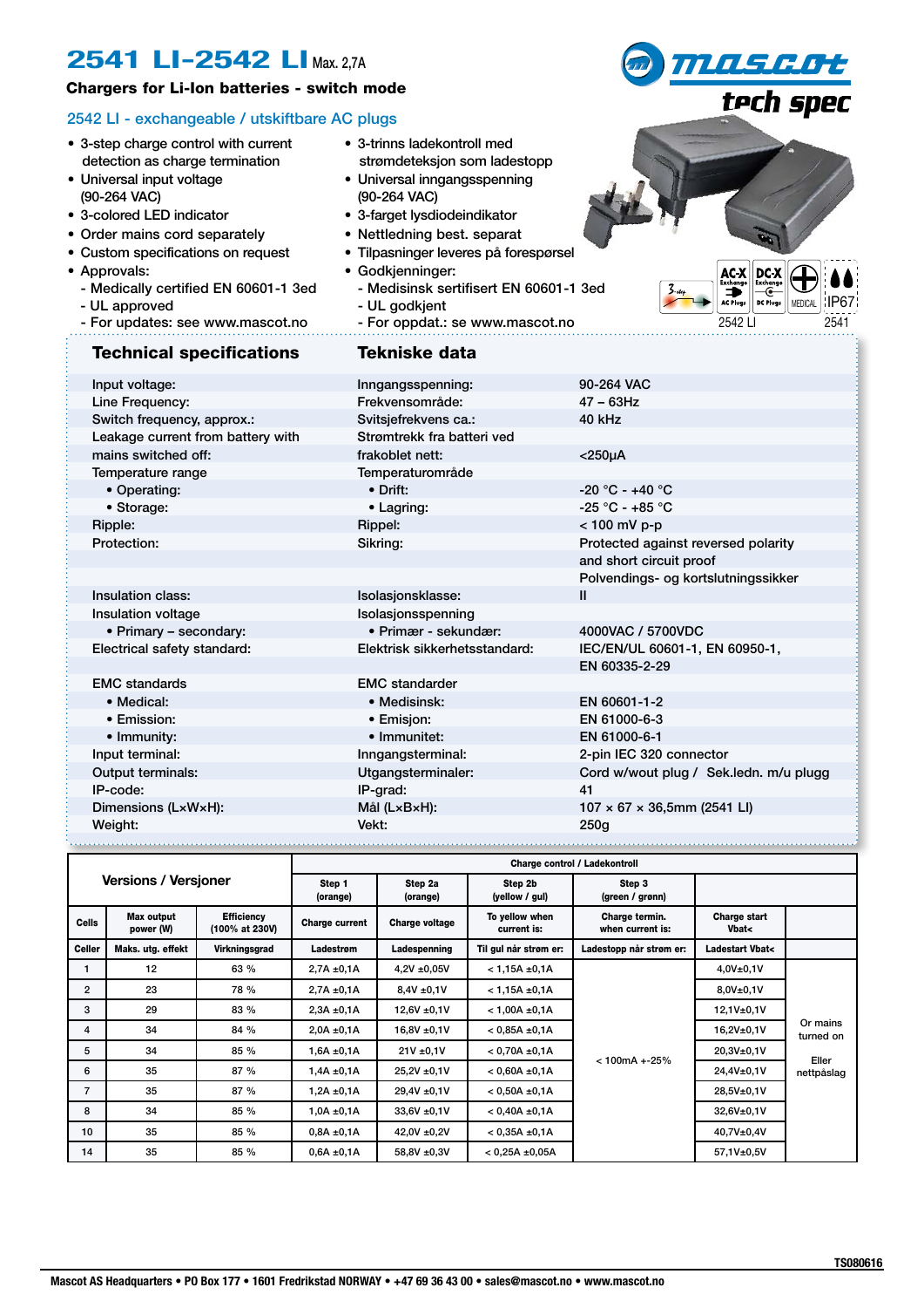# 2541 LI-2542 LI Max. 2,7A

**Chargers for Li-Ion batteries - switch mode**

## 2542 LI - exchangeable / utskiftbare AC plugs

mascot tech spec

- 3-step charge control with current detection as charge termination
- Universal input voltage (90-264 VAC)
- 3-colored LED indicator
- Order mains cord separately
- Custom specifications on request
- Approvals:
  - Medically certified EN 60601-1 3ed
  - UL approved
  - For updates: see www.mascot.no

- 3-trinns ladekontroll med strømdeteksjon som ladestopp
- Universal inngangsspenning (90-264 VAC)
- 3-farget lysdiodeindikator
- Nettledning best. separat
- Tilpasninger leveres på forespørsel
- Godkjenninger:
  - Medisinsk sertifisert EN 60601-1 3ed
  - UL godkjent
  - For oppdat.: se www.mascot.no

3-step AC-X Exchange AC Plugs DC-X Exchange DC Plugs MEDICAL IP67
2542 LI 2541

| Technical specifications | Tekniske data | |
|---|---|---|
| Input voltage: | Inngangsspenning: | 90-264 VAC |
| Line Frequency: | Frekvensområde: | 47 – 63Hz |
| Switch frequency, approx.: | Svitsjefrekvens ca.: | 40 kHz |
| Leakage current from battery with mains switched off: | Strømtrekk fra batteri ved frakoblet nett: | <250µA |
| Temperature range | Temperaturområde | |
| • Operating: | • Drift: | -20 °C - +40 °C |
| • Storage: | • Lagring: | -25 °C - +85 °C |
| Ripple: | Rippel: | < 100 mV p-p |
| Protection: | Sikring: | Protected against reversed polarity and short circuit proof<br>Polvendings- og kortslutningssikker |
| Insulation class: | Isolasjonsklasse: | II |
| Insulation voltage | Isolasjonsspenning | |
| • Primary – secondary: | • Primær - sekundær: | 4000VAC / 5700VDC |
| Electrical safety standard: | Elektrisk sikkerhetsstandard: | IEC/EN/UL 60601-1, EN 60950-1, EN 60335-2-29 |
| EMC standards | EMC standarder | |
| • Medical: | • Medisinsk: | EN 60601-1-2 |
| • Emission: | • Emisjon: | EN 61000-6-3 |
| • Immunity: | • Immunitet: | EN 61000-6-1 |
| Input terminal: | Inngangsterminal: | 2-pin IEC 320 connector |
| Output terminals: | Utgangsterminaler: | Cord w/wout plug / Sek.ledn. m/u plugg |
| IP-code: | IP-grad: | 41 |
| Dimensions (L×W×H): | Mål (L×B×H): | 107 × 67 × 36,5mm (2541 LI) |
| Weight: | Vekt: | 250g |

| Versions / Versjoner | | | Charge control / Ladekontroll | | | | | |
|---|---|---|---|---|---|---|---|---|
| | | | Step 1 (orange) | Step 2a (orange) | Step 2b (yellow / gul) | Step 3 (green / grønn) | | |
| Cells | Max output power (W) | Efficiency (100% at 230V) | Charge current | Charge voltage | To yellow when current is: | Charge termin. when current is: | Charge start Vbat< | |
| Celler | Maks. utg. effekt | Virkningsgrad | Ladestrøm | Ladespenning | Til gul når strøm er: | Ladestopp når strøm er: | Ladestart Vbat< | |
| 1 | 12 | 63 % | 2,7A ±0,1A | 4,2V ±0,05V | < 1,15A ±0,1A | < 100mA +-25% | 4,0V±0,1V | Or mains turned on<br>Eller nettpåslag |
| 2 | 23 | 78 % | 2,7A ±0,1A | 8,4V ±0,1V | < 1,15A ±0,1A | | 8,0V±0,1V | |
| 3 | 29 | 83 % | 2,3A ±0,1A | 12,6V ±0,1V | < 1,00A ±0,1A | | 12,1V±0,1V | |
| 4 | 34 | 84 % | 2,0A ±0,1A | 16,8V ±0,1V | < 0,85A ±0,1A | | 16,2V±0,1V | |
| 5 | 34 | 85 % | 1,6A ±0,1A | 21V ±0,1V | < 0,70A ±0,1A | | 20,3V±0,1V | |
| 6 | 35 | 87 % | 1,4A ±0,1A | 25,2V ±0,1V | < 0,60A ±0,1A | | 24,4V±0,1V | |
| 7 | 35 | 87 % | 1,2A ±0,1A | 29,4V ±0,1V | < 0,50A ±0,1A | | 28,5V±0,1V | |
| 8 | 34 | 85 % | 1,0A ±0,1A | 33,6V ±0,1V | < 0,40A ±0,1A | | 32,6V±0,1V | |
| 10 | 35 | 85 % | 0,8A ±0,1A | 42,0V ±0,2V | < 0,35A ±0,1A | | 40,7V±0,4V | |
| 14 | 35 | 85 % | 0,6A ±0,1A | 58,8V ±0,3V | < 0,25A ±0,05A | | 57,1V±0,5V | |

TS080616

Mascot AS Headquarters • PO Box 177 • 1601 Fredrikstad NORWAY • +47 69 36 43 00 • sales@mascot.no • www.mascot.no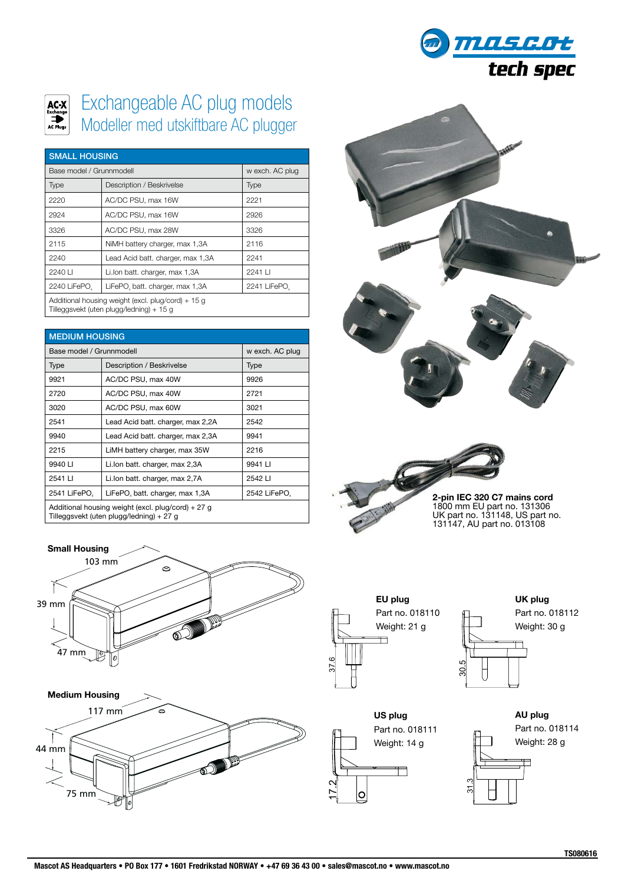# Exchangeable AC plug models

## Modeller med utskiftbare AC plugger

| SMALL HOUSING | | |
|---|---|---|
| Base model / Grunnmodell | | w exch. AC plug |
| Type | Description / Beskrivelse | Type |
| 2220 | AC/DC PSU, max 16W | 2221 |
| 2924 | AC/DC PSU, max 16W | 2926 |
| 3326 | AC/DC PSU, max 28W | 3326 |
| 2115 | NiMH battery charger, max 1,3A | 2116 |
| 2240 | Lead Acid batt. charger, max 1,3A | 2241 |
| 2240 LI | Li.Ion batt. charger, max 1,3A | 2241 LI |
| 2240 LiFePO$_4$ | LiFePO$_4$ batt. charger, max 1,3A | 2241 LiFePO$_4$ |
| Additional housing weight (excl. plug/cord) + 15 g<br>Tilleggsvekt (uten plugg/ledning) + 15 g | | |

| MEDIUM HOUSING | | |
|---|---|---|
| Base model / Grunnmodell | | w exch. AC plug |
| Type | Description / Beskrivelse | Type |
| 9921 | AC/DC PSU, max 40W | 9926 |
| 2720 | AC/DC PSU, max 40W | 2721 |
| 3020 | AC/DC PSU, max 60W | 3021 |
| 2541 | Lead Acid batt. charger, max 2,2A | 2542 |
| 9940 | Lead Acid batt. charger, max 2,3A | 9941 |
| 2215 | LiMH battery charger, max 35W | 2216 |
| 9940 LI | Li.Ion batt. charger, max 2,3A | 9941 LI |
| 2541 LI | Li.Ion batt. charger, max 2,7A | 2542 LI |
| 2541 LiFePO$_4$ | LiFePO$_4$ batt. charger, max 1,3A | 2542 LiFePO$_4$ |
| Additional housing weight (excl. plug/cord) + 27 g<br>Tilleggsvekt (uten plugg/ledning) + 27 g | | |

**2-pin IEC 320 C7 mains cord**
1800 mm EU part no. 131306
UK part no. 131148, US part no. 131147, AU part no. 013108

**Small Housing**
103 mm
39 mm
47 mm

**Medium Housing**
117 mm
44 mm
75 mm

**EU plug**
Part no. 018110
Weight: 21 g
37.6

**UK plug**
Part no. 018112
Weight: 30 g
30.5

**US plug**
Part no. 018111
Weight: 14 g
17.2

**AU plug**
Part no. 018114
Weight: 28 g
31.3

TS080616

Mascot AS Headquarters • PO Box 177 • 1601 Fredrikstad NORWAY • +47 69 36 43 00 • sales@mascot.no • www.mascot.no